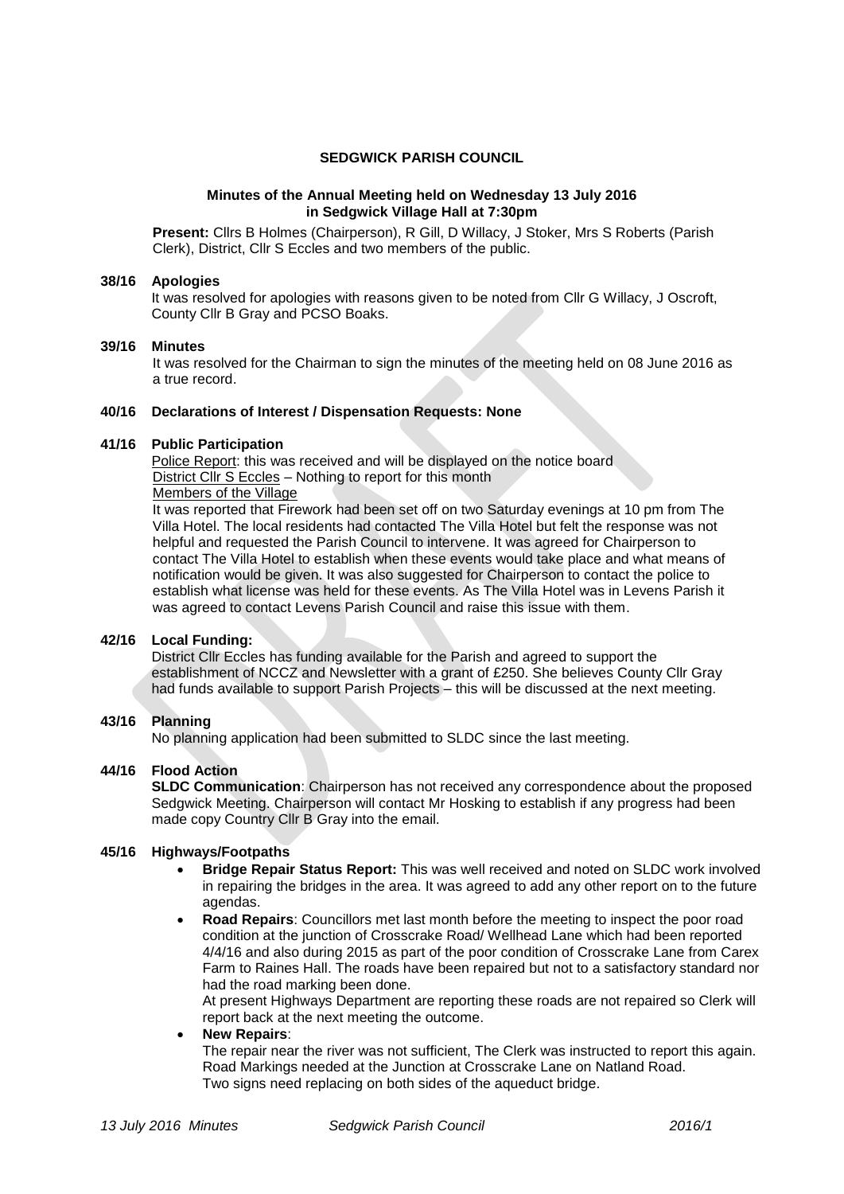**SEDGWICK PARISH COUNCIL**

**Minutes of the Annual Meeting held on Wednesday 13 July 2016 in Sedgwick Village Hall at 7:30pm**

**Present:** Cllrs B Holmes (Chairperson), R Gill, D Willacy, J Stoker, Mrs S Roberts (Parish Clerk), District, Cllr S Eccles and two members of the public.

**38/16 Apologies**

It was resolved for apologies with reasons given to be noted from Cllr G Willacy, J Oscroft, County Cllr B Gray and PCSO Boaks.

**39/16 Minutes**

It was resolved for the Chairman to sign the minutes of the meeting held on 08 June 2016 as a true record.

**40/16 Declarations of Interest / Dispensation Requests: None**

**41/16 Public Participation**

Police Report: this was received and will be displayed on the notice board

District Cllr S Eccles – Nothing to report for this month

Members of the Village

It was reported that Firework had been set off on two Saturday evenings at 10 pm from The Villa Hotel. The local residents had contacted The Villa Hotel but felt the response was not helpful and requested the Parish Council to intervene. It was agreed for Chairperson to contact The Villa Hotel to establish when these events would take place and what means of notification would be given. It was also suggested for Chairperson to contact the police to establish what license was held for these events. As The Villa Hotel was in Levens Parish it was agreed to contact Levens Parish Council and raise this issue with them.

**42/16 Local Funding:**

District Cllr Eccles has funding available for the Parish and agreed to support the establishment of NCCZ and Newsletter with a grant of £250. She believes County Cllr Gray had funds available to support Parish Projects – this will be discussed at the next meeting.

**43/16 Planning**

No planning application had been submitted to SLDC since the last meeting.

**44/16 Flood Action**

**SLDC Communication**: Chairperson has not received any correspondence about the proposed Sedgwick Meeting. Chairperson will contact Mr Hosking to establish if any progress had been made copy Country Cllr B Gray into the email.

**45/16 Highways/Footpaths**

- **Bridge Repair Status Report:** This was well received and noted on SLDC work involved in repairing the bridges in the area. It was agreed to add any other report on to the future agendas.
- **Road Repairs**: Councillors met last month before the meeting to inspect the poor road condition at the junction of Crosscrake Road/ Wellhead Lane which had been reported 4/4/16 and also during 2015 as part of the poor condition of Crosscrake Lane from Carex Farm to Raines Hall. The roads have been repaired but not to a satisfactory standard nor had the road marking been done.

  At present Highways Department are reporting these roads are not repaired so Clerk will report back at the next meeting the outcome.
- **New Repairs**:

  The repair near the river was not sufficient, The Clerk was instructed to report this again.
  Road Markings needed at the Junction at Crosscrake Lane on Natland Road.
  Two signs need replacing on both sides of the aqueduct bridge.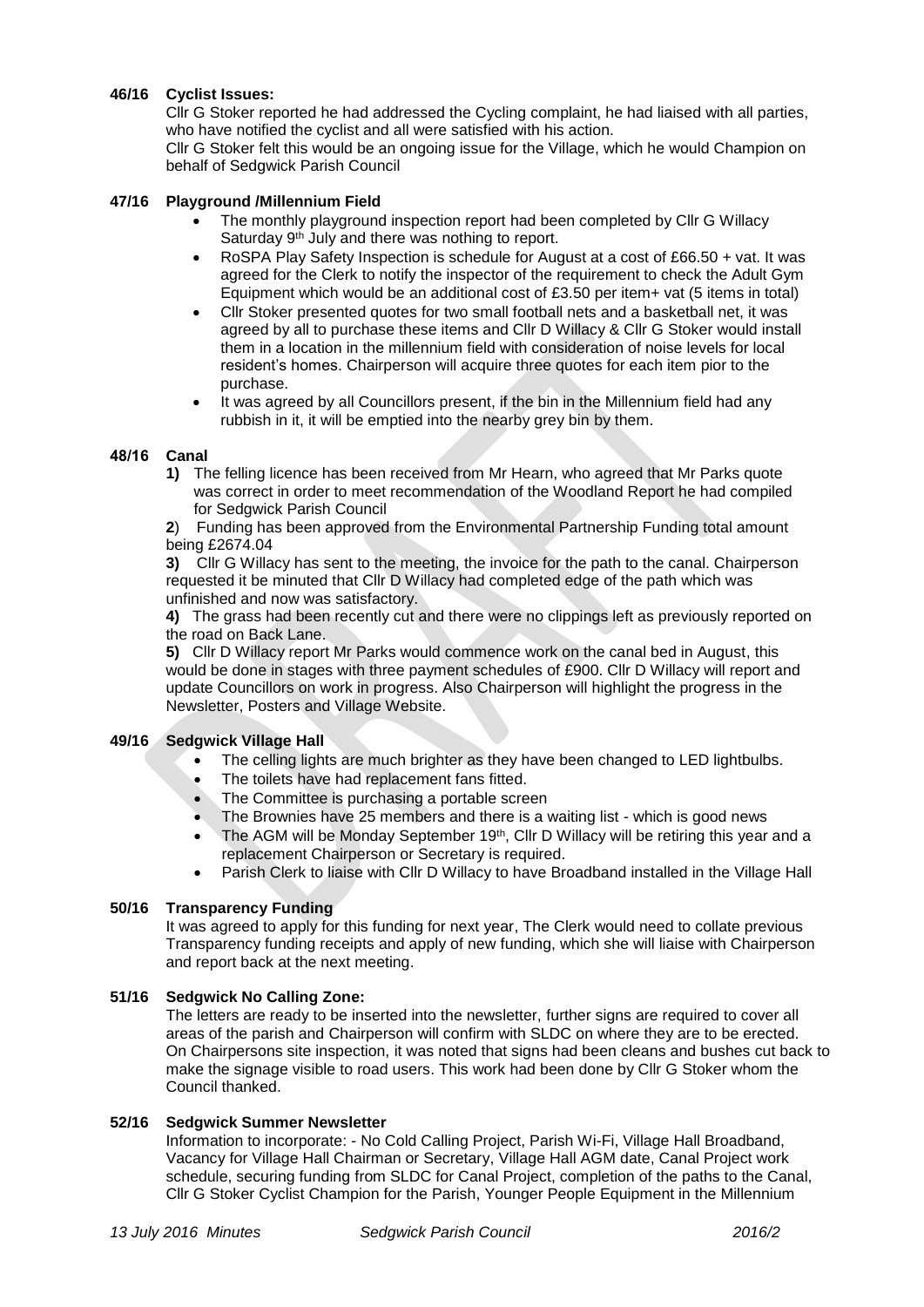**46/16 Cyclist Issues:**

Cllr G Stoker reported he had addressed the Cycling complaint, he had liaised with all parties, who have notified the cyclist and all were satisfied with his action.

Cllr G Stoker felt this would be an ongoing issue for the Village, which he would Champion on behalf of Sedgwick Parish Council

**47/16 Playground /Millennium Field**

- The monthly playground inspection report had been completed by Cllr G Willacy Saturday 9th July and there was nothing to report.
- RoSPA Play Safety Inspection is schedule for August at a cost of £66.50 + vat. It was agreed for the Clerk to notify the inspector of the requirement to check the Adult Gym Equipment which would be an additional cost of £3.50 per item+ vat (5 items in total)
- Cllr Stoker presented quotes for two small football nets and a basketball net, it was agreed by all to purchase these items and Cllr D Willacy & Cllr G Stoker would install them in a location in the millennium field with consideration of noise levels for local resident's homes. Chairperson will acquire three quotes for each item pior to the purchase.
- It was agreed by all Councillors present, if the bin in the Millennium field had any rubbish in it, it will be emptied into the nearby grey bin by them.

**48/16 Canal**

**1)** The felling licence has been received from Mr Hearn, who agreed that Mr Parks quote was correct in order to meet recommendation of the Woodland Report he had compiled for Sedgwick Parish Council

**2**) Funding has been approved from the Environmental Partnership Funding total amount being £2674.04

**3)** Cllr G Willacy has sent to the meeting, the invoice for the path to the canal. Chairperson requested it be minuted that Cllr D Willacy had completed edge of the path which was unfinished and now was satisfactory.

**4)** The grass had been recently cut and there were no clippings left as previously reported on the road on Back Lane.

**5)** Cllr D Willacy report Mr Parks would commence work on the canal bed in August, this would be done in stages with three payment schedules of £900. Cllr D Willacy will report and update Councillors on work in progress. Also Chairperson will highlight the progress in the Newsletter, Posters and Village Website.

**49/16 Sedgwick Village Hall**

- The celling lights are much brighter as they have been changed to LED lightbulbs.
- The toilets have had replacement fans fitted.
- The Committee is purchasing a portable screen
- The Brownies have 25 members and there is a waiting list - which is good news
- The AGM will be Monday September 19th, Cllr D Willacy will be retiring this year and a replacement Chairperson or Secretary is required.
- Parish Clerk to liaise with Cllr D Willacy to have Broadband installed in the Village Hall

**50/16 Transparency Funding**

It was agreed to apply for this funding for next year, The Clerk would need to collate previous Transparency funding receipts and apply of new funding, which she will liaise with Chairperson and report back at the next meeting.

**51/16 Sedgwick No Calling Zone:**

The letters are ready to be inserted into the newsletter, further signs are required to cover all areas of the parish and Chairperson will confirm with SLDC on where they are to be erected. On Chairpersons site inspection, it was noted that signs had been cleans and bushes cut back to make the signage visible to road users. This work had been done by Cllr G Stoker whom the Council thanked.

**52/16 Sedgwick Summer Newsletter**

Information to incorporate: - No Cold Calling Project, Parish Wi-Fi, Village Hall Broadband, Vacancy for Village Hall Chairman or Secretary, Village Hall AGM date, Canal Project work schedule, securing funding from SLDC for Canal Project, completion of the paths to the Canal, Cllr G Stoker Cyclist Champion for the Parish, Younger People Equipment in the Millennium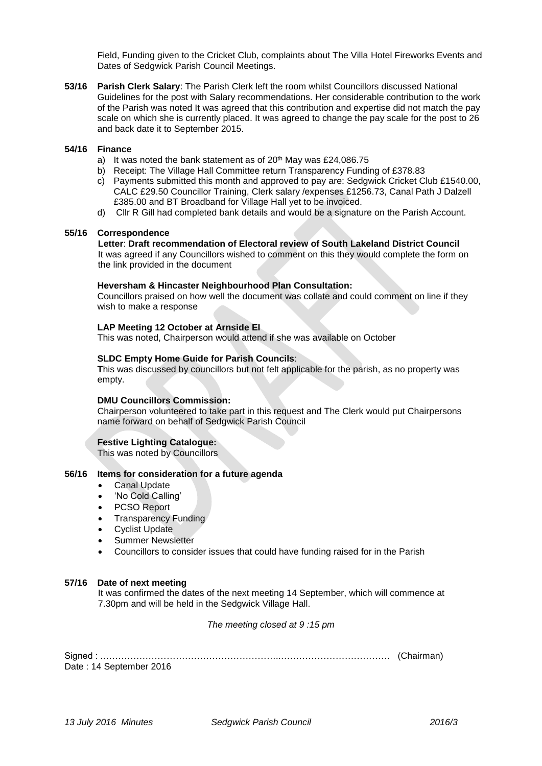Field, Funding given to the Cricket Club, complaints about The Villa Hotel Fireworks Events and Dates of Sedgwick Parish Council Meetings.

**53/16 Parish Clerk Salary**: The Parish Clerk left the room whilst Councillors discussed National Guidelines for the post with Salary recommendations. Her considerable contribution to the work of the Parish was noted It was agreed that this contribution and expertise did not match the pay scale on which she is currently placed. It was agreed to change the pay scale for the post to 26 and back date it to September 2015.

**54/16 Finance**

a) It was noted the bank statement as of 20th May was £24,086.75
b) Receipt: The Village Hall Committee return Transparency Funding of £378.83
c) Payments submitted this month and approved to pay are: Sedgwick Cricket Club £1540.00, CALC £29.50 Councillor Training, Clerk salary /expenses £1256.73, Canal Path J Dalzell £385.00 and BT Broadband for Village Hall yet to be invoiced.
d) Cllr R Gill had completed bank details and would be a signature on the Parish Account.

**55/16 Correspondence**

**Letter**: **Draft recommendation of Electoral review of South Lakeland District Council**
It was agreed if any Councillors wished to comment on this they would complete the form on the link provided in the document

**Heversham & Hincaster Neighbourhood Plan Consultation:**
Councillors praised on how well the document was collate and could comment on line if they wish to make a response

**LAP Meeting 12 October at Arnside EI**
This was noted, Chairperson would attend if she was available on October

**SLDC Empty Home Guide for Parish Councils**:
**T**his was discussed by councillors but not felt applicable for the parish, as no property was empty.

**DMU Councillors Commission:**
Chairperson volunteered to take part in this request and The Clerk would put Chairpersons name forward on behalf of Sedgwick Parish Council

**Festive Lighting Catalogue:**
This was noted by Councillors

**56/16 Items for consideration for a future agenda**

- Canal Update
- 'No Cold Calling'
- PCSO Report
- Transparency Funding
- Cyclist Update
- Summer Newsletter
- Councillors to consider issues that could have funding raised for in the Parish

**57/16 Date of next meeting**
It was confirmed the dates of the next meeting 14 September, which will commence at 7.30pm and will be held in the Sedgwick Village Hall.

*The meeting closed at 9 :15 pm*

Signed : …………………………………………………..……………………………… (Chairman)
Date : 14 September 2016